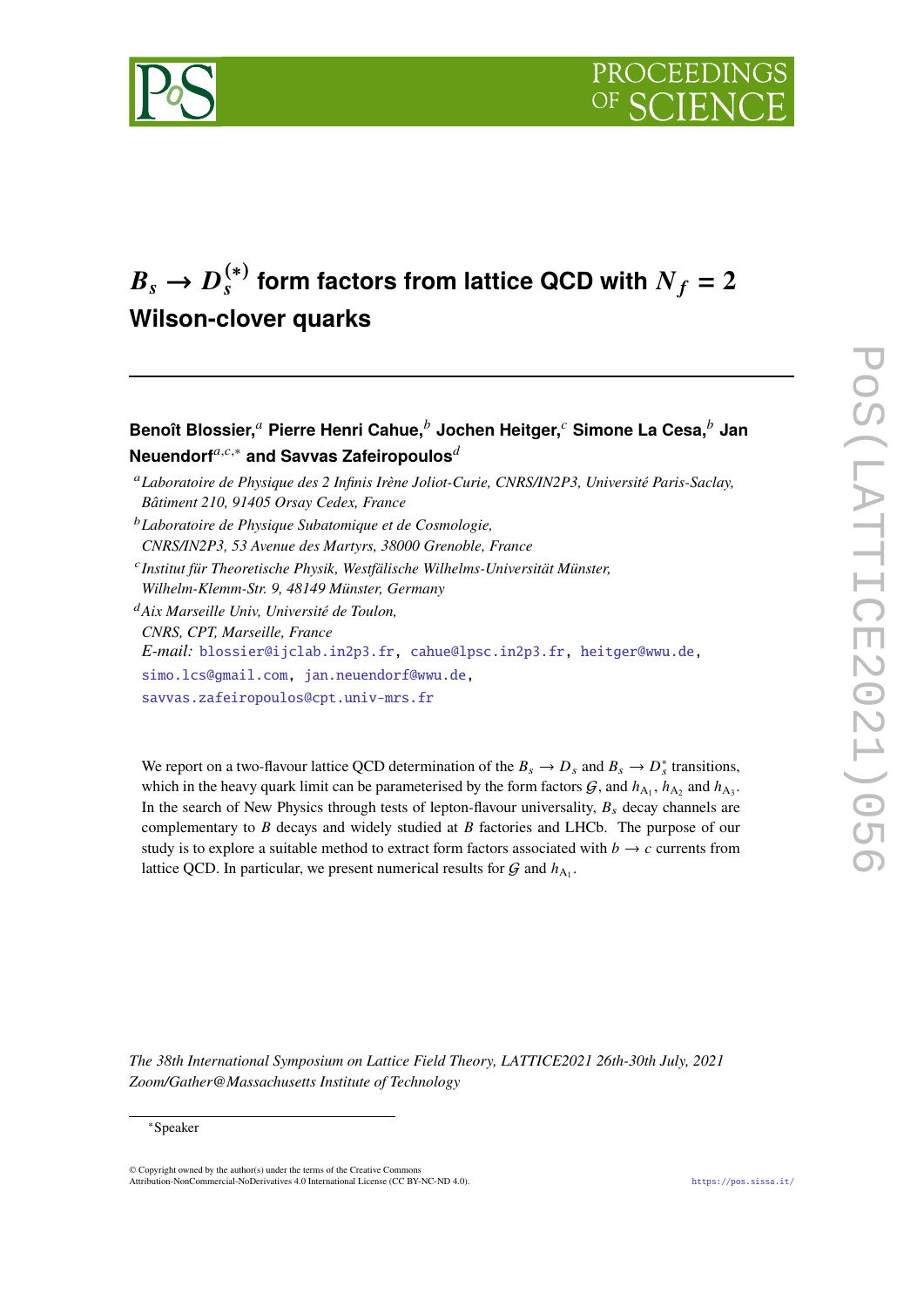# $B_s \to D_s^{(*)}$ form factors from lattice QCD with $N_f = 2$ Wilson-clover quarks

**Benoît Blossier,**[a] **Pierre Henri Cahue,**[b] **Jochen Heitger,**[c] **Simone La Cesa,**[b] **Jan Neuendorf**[a,c,*] **and Savvas Zafeiropoulos**[d]

[a] *Laboratoire de Physique des 2 Infinis Irène Joliot-Curie, CNRS/IN2P3, Université Paris-Saclay, Bâtiment 210, 91405 Orsay Cedex, France*

[b] *Laboratoire de Physique Subatomique et de Cosmologie, CNRS/IN2P3, 53 Avenue des Martyrs, 38000 Grenoble, France*

[c] *Institut für Theoretische Physik, Westfälische Wilhelms-Universität Münster, Wilhelm-Klemm-Str. 9, 48149 Münster, Germany*

[d] *Aix Marseille Univ, Université de Toulon, CNRS, CPT, Marseille, France*

*E-mail:* blossier@ijclab.in2p3.fr, cahue@lpsc.in2p3.fr, heitger@wwu.de, simo.lcs@gmail.com, jan.neuendorf@wwu.de, savvas.zafeiropoulos@cpt.univ-mrs.fr

We report on a two-flavour lattice QCD determination of the $B_s \to D_s$ and $B_s \to D_s^*$ transitions, which in the heavy quark limit can be parameterised by the form factors $\mathcal{G}$, and $h_{A_1}$, $h_{A_2}$ and $h_{A_3}$. In the search of New Physics through tests of lepton-flavour universality, $B_s$ decay channels are complementary to $B$ decays and widely studied at $B$ factories and LHCb. The purpose of our study is to explore a suitable method to extract form factors associated with $b \to c$ currents from lattice QCD. In particular, we present numerical results for $\mathcal{G}$ and $h_{A_1}$.

*The 38th International Symposium on Lattice Field Theory, LATTICE2021 26th-30th July, 2021 Zoom/Gather@Massachusetts Institute of Technology*

*Speaker

© Copyright owned by the author(s) under the terms of the Creative Commons Attribution-NonCommercial-NoDerivatives 4.0 International License (CC BY-NC-ND 4.0).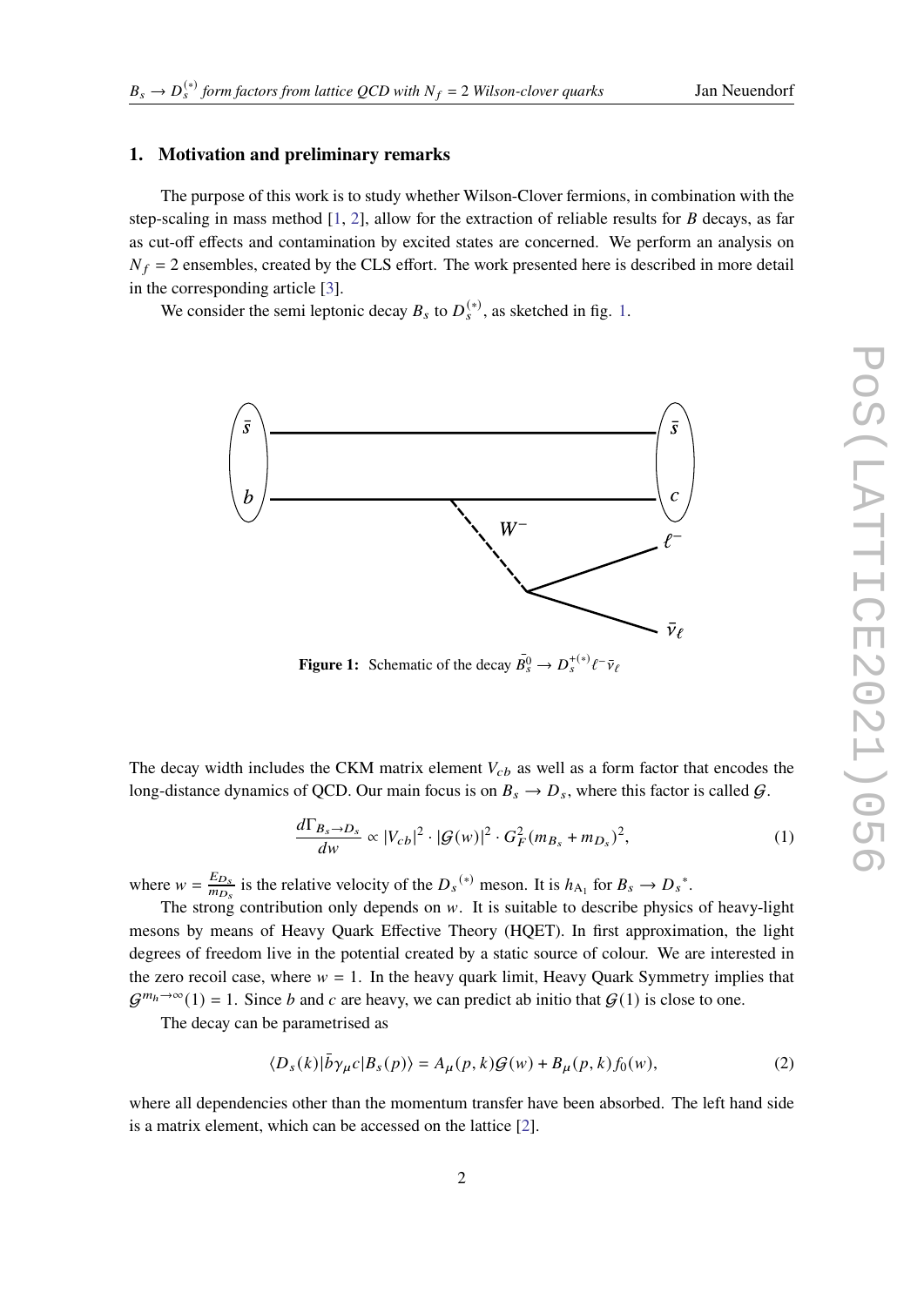## 1. Motivation and preliminary remarks

The purpose of this work is to study whether Wilson-Clover fermions, in combination with the step-scaling in mass method [1, 2], allow for the extraction of reliable results for $B$ decays, as far as cut-off effects and contamination by excited states are concerned. We perform an analysis on $N_f = 2$ ensembles, created by the CLS effort. The work presented here is described in more detail in the corresponding article [3].

We consider the semi leptonic decay $B_s$ to $D_s^{(*)}$, as sketched in fig. 1.

**Figure 1:** Schematic of the decay $\bar{B}_s^0 \to D_s^{+(*)} \ell^- \bar{\nu}_\ell$

The decay width includes the CKM matrix element $V_{cb}$ as well as a form factor that encodes the long-distance dynamics of QCD. Our main focus is on $B_s \to D_s$, where this factor is called $\mathcal{G}$.

$$\frac{d\Gamma_{B_s \to D_s}}{dw} \propto |V_{cb}|^2 \cdot |\mathcal{G}(w)|^2 \cdot G_F^2 (m_{B_s} + m_{D_s})^2, \tag{1}$$

where $w = \frac{E_{D_s}}{m_{D_s}}$ is the relative velocity of the ${D_s}^{(*)}$ meson. It is $h_{A_1}$ for $B_s \to {D_s}^*$.

The strong contribution only depends on $w$. It is suitable to describe physics of heavy-light mesons by means of Heavy Quark Effective Theory (HQET). In first approximation, the light degrees of freedom live in the potential created by a static source of colour. We are interested in the zero recoil case, where $w = 1$. In the heavy quark limit, Heavy Quark Symmetry implies that $\mathcal{G}^{m_h \to \infty}(1) = 1$. Since $b$ and $c$ are heavy, we can predict ab initio that $\mathcal{G}(1)$ is close to one.

The decay can be parametrised as

$$\langle D_s(k)|\bar{b}\gamma_\mu c|B_s(p)\rangle = A_\mu(p,k)\mathcal{G}(w) + B_\mu(p,k) f_0(w), \tag{2}$$

where all dependencies other than the momentum transfer have been absorbed. The left hand side is a matrix element, which can be accessed on the lattice [2].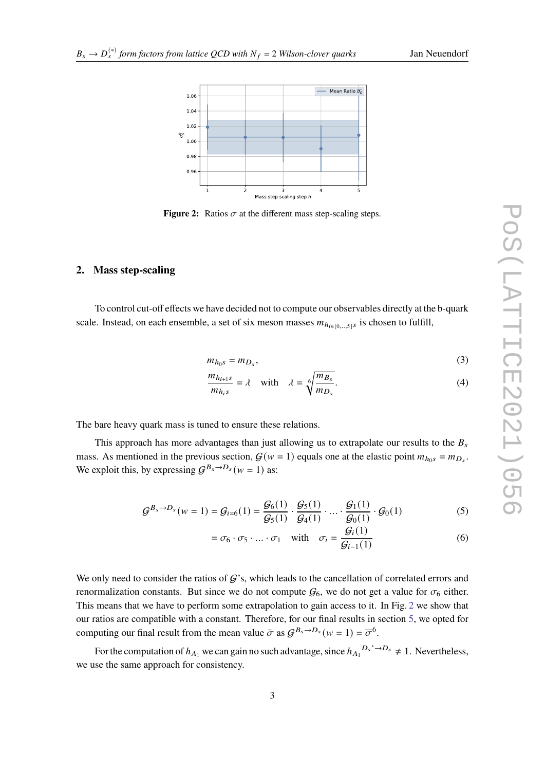Figure 2: Ratios $\sigma$ at the different mass step-scaling steps.

## 2. Mass step-scaling

To control cut-off effects we have decided not to compute our observables directly at the b-quark scale. Instead, on each ensemble, a set of six meson masses $m_{h_{i\in[0,\dots,5]}s}$ is chosen to fulfill,

$$m_{h_0 s} = m_{D_s}, \tag{3}$$

$$\frac{m_{h_{i+1}s}}{m_{h_i s}} = \lambda \quad \text{with} \quad \lambda = \sqrt[6]{\frac{m_{B_s}}{m_{D_s}}}. \tag{4}$$

The bare heavy quark mass is tuned to ensure these relations.

This approach has more advantages than just allowing us to extrapolate our results to the $B_s$ mass. As mentioned in the previous section, $\mathcal{G}(w=1)$ equals one at the elastic point $m_{h_0 s} = m_{D_s}$. We exploit this, by expressing $\mathcal{G}^{B_s\to D_s}(w=1)$ as:

$$\mathcal{G}^{B_s\to D_s}(w=1) = \mathcal{G}_{i=6}(1) = \frac{\mathcal{G}_6(1)}{\mathcal{G}_5(1)} \cdot \frac{\mathcal{G}_5(1)}{\mathcal{G}_4(1)} \cdot \ldots \cdot \frac{\mathcal{G}_1(1)}{\mathcal{G}_0(1)} \cdot \mathcal{G}_0(1) \tag{5}$$

$$= \sigma_6 \cdot \sigma_5 \cdot \ldots \cdot \sigma_1 \quad \text{with} \quad \sigma_i = \frac{\mathcal{G}_i(1)}{\mathcal{G}_{i-1}(1)} \tag{6}$$

We only need to consider the ratios of $\mathcal{G}$'s, which leads to the cancellation of correlated errors and renormalization constants. But since we do not compute $\mathcal{G}_6$, we do not get a value for $\sigma_6$ either. This means that we have to perform some extrapolation to gain access to it. In Fig. 2 we show that our ratios are compatible with a constant. Therefore, for our final results in section 5, we opted for computing our final result from the mean value $\bar{\sigma}$ as $\mathcal{G}^{B_s\to D_s}(w=1) = \overline{\sigma}^6$.

For the computation of $h_{A_1}$ we can gain no such advantage, since ${h_{A_1}}^{D_s^*\to D_s} \neq 1$. Nevertheless, we use the same approach for consistency.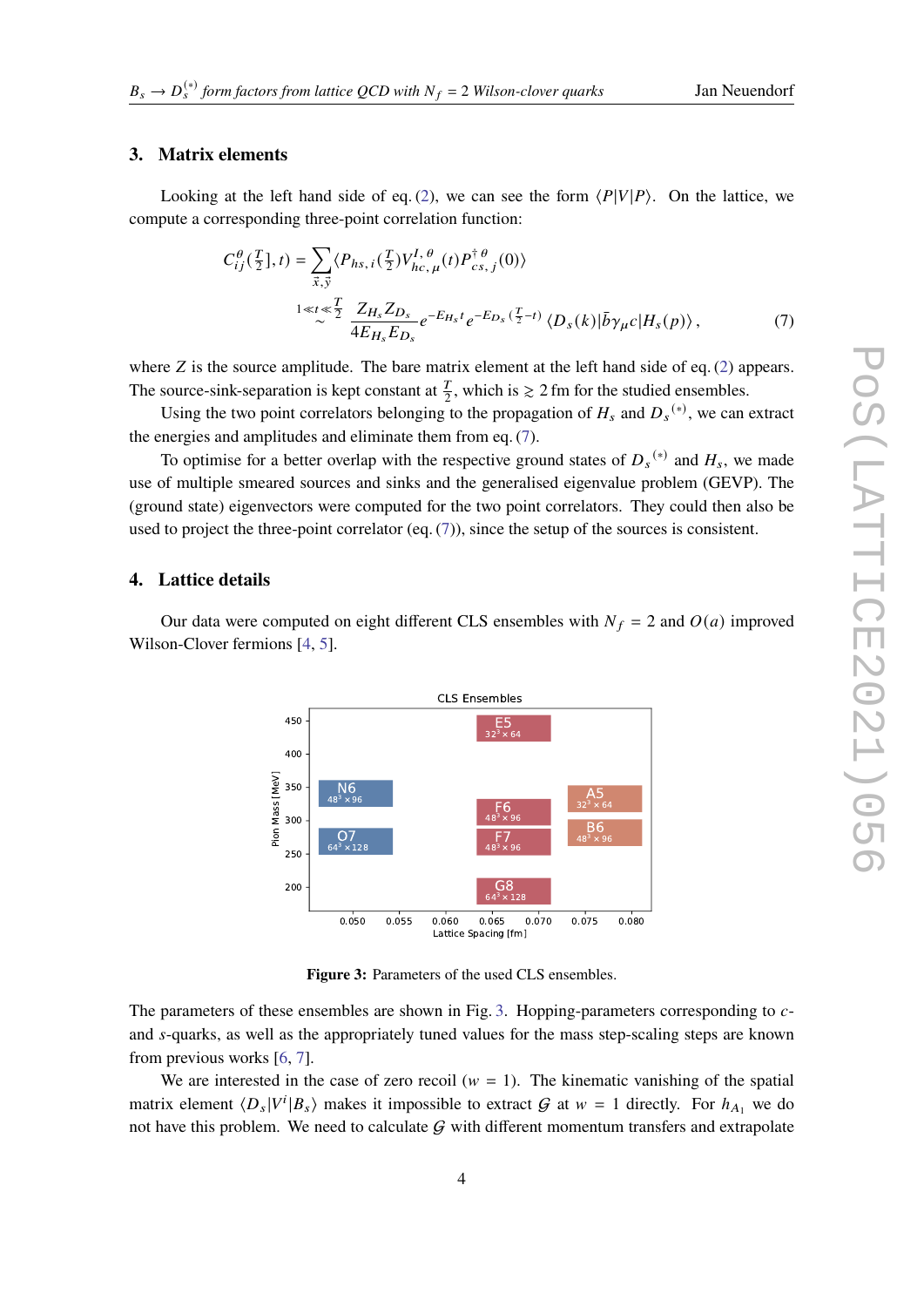## 3. Matrix elements

Looking at the left hand side of eq. (2), we can see the form $\langle P|V|P\rangle$. On the lattice, we compute a corresponding three-point correlation function:

$$C^{\theta}_{ij}([\tfrac{T}{2}],t) = \sum_{\vec{x},\vec{y}} \langle P_{hs,i}(\tfrac{T}{2}) V^{I,\theta}_{hc,\mu}(t) P^{\dagger\,\theta}_{cs,j}(0)\rangle$$
$$\overset{1\ll t\ll\frac{T}{2}}{\sim} \frac{Z_{H_s} Z_{D_s}}{4E_{H_s}E_{D_s}} e^{-E_{H_s}t} e^{-E_{D_s}(\frac{T}{2}-t)} \langle D_s(k)|\bar{b}\gamma_\mu c|H_s(p)\rangle\,, \tag{7}$$

where $Z$ is the source amplitude. The bare matrix element at the left hand side of eq. (2) appears. The source-sink-separation is kept constant at $\frac{T}{2}$, which is $\gtrsim 2$ fm for the studied ensembles.

Using the two point correlators belonging to the propagation of $H_s$ and $D_s{}^{(*)}$, we can extract the energies and amplitudes and eliminate them from eq. (7).

To optimise for a better overlap with the respective ground states of $D_s{}^{(*)}$ and $H_s$, we made use of multiple smeared sources and sinks and the generalised eigenvalue problem (GEVP). The (ground state) eigenvectors were computed for the two point correlators. They could then also be used to project the three-point correlator (eq. (7)), since the setup of the sources is consistent.

## 4. Lattice details

Our data were computed on eight different CLS ensembles with $N_f = 2$ and $O(a)$ improved Wilson-Clover fermions [4, 5].

**Figure 3:** Parameters of the used CLS ensembles.

The parameters of these ensembles are shown in Fig. 3. Hopping-parameters corresponding to $c$- and $s$-quarks, as well as the appropriately tuned values for the mass step-scaling steps are known from previous works [6, 7].

We are interested in the case of zero recoil ($w = 1$). The kinematic vanishing of the spatial matrix element $\langle D_s|V^i|B_s\rangle$ makes it impossible to extract $\mathcal{G}$ at $w = 1$ directly. For $h_{A_1}$ we do not have this problem. We need to calculate $\mathcal{G}$ with different momentum transfers and extrapolate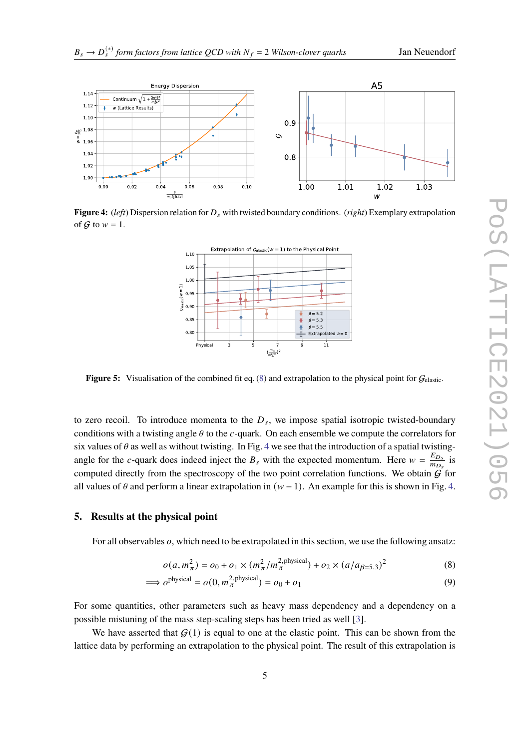**Figure 4:** (*left*) Dispersion relation for $D_s$ with twisted boundary conditions. (*right*) Exemplary extrapolation of $\mathcal{G}$ to $w = 1$.

**Figure 5:** Visualisation of the combined fit eq. (8) and extrapolation to the physical point for $\mathcal{G}_{\text{elastic}}$.

to zero recoil. To introduce momenta to the $D_s$, we impose spatial isotropic twisted-boundary conditions with a twisting angle $\theta$ to the $c$-quark. On each ensemble we compute the correlators for six values of $\theta$ as well as without twisting. In Fig. 4 we see that the introduction of a spatial twisting-angle for the $c$-quark does indeed inject the $B_s$ with the expected momentum. Here $w = \frac{E_{D_s}}{m_{D_s}}$ is computed directly from the spectroscopy of the two point correlation functions. We obtain $\mathcal{G}$ for all values of $\theta$ and perform a linear extrapolation in $(w-1)$. An example for this is shown in Fig. 4.

## 5. Results at the physical point

For all observables $o$, which need to be extrapolated in this section, we use the following ansatz:

$$o(a, m_\pi^2) = o_0 + o_1 \times (m_\pi^2 / m_\pi^{2,\text{physical}}) + o_2 \times (a/a_{\beta=5.3})^2 \tag{8}$$

$$\implies o^{\text{physical}} = o(0, m_\pi^{2,\text{physical}}) = o_0 + o_1 \tag{9}$$

For some quantities, other parameters such as heavy mass dependency and a dependency on a possible mistuning of the mass step-scaling steps has been tried as well [3].

We have asserted that $\mathcal{G}(1)$ is equal to one at the elastic point. This can be shown from the lattice data by performing an extrapolation to the physical point. The result of this extrapolation is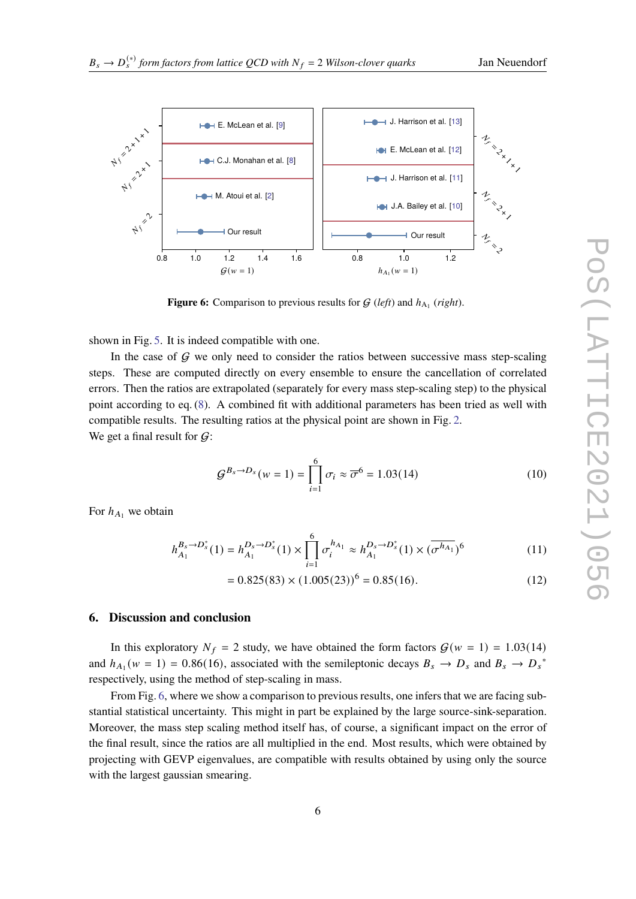Figure 6: Comparison to previous results for $\mathcal{G}$ (*left*) and $h_{A_1}$ (*right*).

shown in Fig. 5. It is indeed compatible with one.

In the case of $\mathcal{G}$ we only need to consider the ratios between successive mass step-scaling steps. These are computed directly on every ensemble to ensure the cancellation of correlated errors. Then the ratios are extrapolated (separately for every mass step-scaling step) to the physical point according to eq. (8). A combined fit with additional parameters has been tried as well with compatible results. The resulting ratios at the physical point are shown in Fig. 2.
We get a final result for $\mathcal{G}$:

$$\mathcal{G}^{B_s \to D_s}(w = 1) = \prod_{i=1}^{6} \sigma_i \approx \overline{\sigma}^6 = 1.03(14) \tag{10}$$

For $h_{A_1}$ we obtain

$$h_{A_1}^{B_s \to D_s^*}(1) = h_{A_1}^{D_s \to D_s^*}(1) \times \prod_{i=1}^{6} \sigma_i^{h_{A_1}} \approx h_{A_1}^{D_s \to D_s^*}(1) \times (\overline{\sigma^{h_{A_1}}})^6 \tag{11}$$

$$= 0.825(83) \times (1.005(23))^6 = 0.85(16). \tag{12}$$

## 6. Discussion and conclusion

In this exploratory $N_f = 2$ study, we have obtained the form factors $\mathcal{G}(w = 1) = 1.03(14)$ and $h_{A_1}(w = 1) = 0.86(16)$, associated with the semileptonic decays $B_s \to D_s$ and $B_s \to D_s{}^*$ respectively, using the method of step-scaling in mass.

From Fig. 6, where we show a comparison to previous results, one infers that we are facing substantial statistical uncertainty. This might in part be explained by the large source-sink-separation. Moreover, the mass step scaling method itself has, of course, a significant impact on the error of the final result, since the ratios are all multiplied in the end. Most results, which were obtained by projecting with GEVP eigenvalues, are compatible with results obtained by using only the source with the largest gaussian smearing.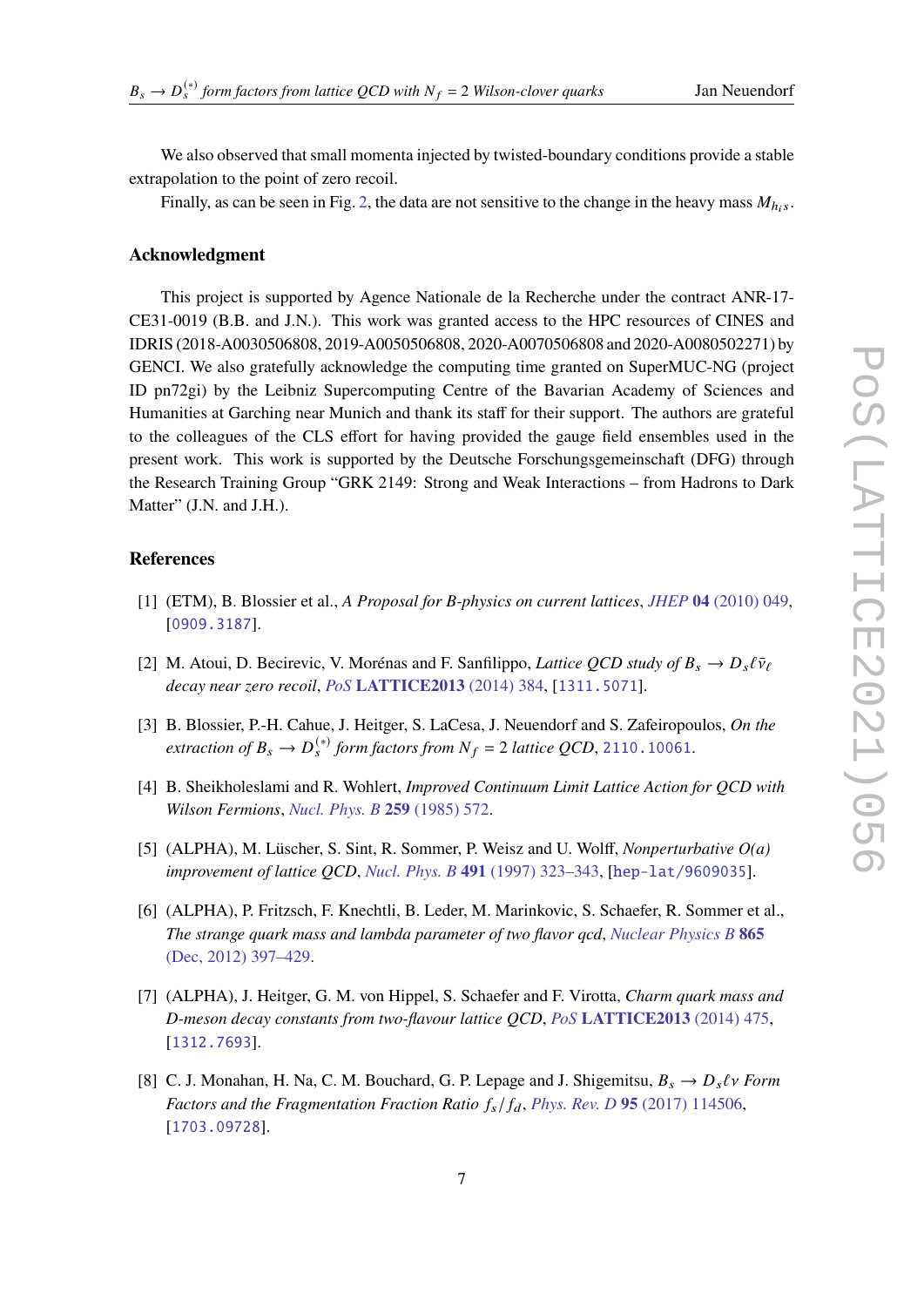We also observed that small momenta injected by twisted-boundary conditions provide a stable extrapolation to the point of zero recoil.

Finally, as can be seen in Fig. 2, the data are not sensitive to the change in the heavy mass $M_{h_i s}$.

## Acknowledgment

This project is supported by Agence Nationale de la Recherche under the contract ANR-17-CE31-0019 (B.B. and J.N.). This work was granted access to the HPC resources of CINES and IDRIS (2018-A0030506808, 2019-A0050506808, 2020-A0070506808 and 2020-A0080502271) by GENCI. We also gratefully acknowledge the computing time granted on SuperMUC-NG (project ID pn72gi) by the Leibniz Supercomputing Centre of the Bavarian Academy of Sciences and Humanities at Garching near Munich and thank its staff for their support. The authors are grateful to the colleagues of the CLS effort for having provided the gauge field ensembles used in the present work. This work is supported by the Deutsche Forschungsgemeinschaft (DFG) through the Research Training Group "GRK 2149: Strong and Weak Interactions – from Hadrons to Dark Matter" (J.N. and J.H.).

## References

[1] (ETM), B. Blossier et al., *A Proposal for B-physics on current lattices*, *JHEP* **04** (2010) 049, [0909.3187].

[2] M. Atoui, D. Becirevic, V. Morénas and F. Sanfilippo, *Lattice QCD study of $B_s \to D_s \ell \bar{\nu}_\ell$ decay near zero recoil*, *PoS* **LATTICE2013** (2014) 384, [1311.5071].

[3] B. Blossier, P.-H. Cahue, J. Heitger, S. LaCesa, J. Neuendorf and S. Zafeiropoulos, *On the extraction of $B_s \to D_s^{(*)}$ form factors from $N_f = 2$ lattice QCD*, 2110.10061.

[4] B. Sheikholeslami and R. Wohlert, *Improved Continuum Limit Lattice Action for QCD with Wilson Fermions*, *Nucl. Phys. B* **259** (1985) 572.

[5] (ALPHA), M. Lüscher, S. Sint, R. Sommer, P. Weisz and U. Wolff, *Nonperturbative O(a) improvement of lattice QCD*, *Nucl. Phys. B* **491** (1997) 323–343, [hep-lat/9609035].

[6] (ALPHA), P. Fritzsch, F. Knechtli, B. Leder, M. Marinkovic, S. Schaefer, R. Sommer et al., *The strange quark mass and lambda parameter of two flavor qcd*, *Nuclear Physics B* **865** (Dec, 2012) 397–429.

[7] (ALPHA), J. Heitger, G. M. von Hippel, S. Schaefer and F. Virotta, *Charm quark mass and D-meson decay constants from two-flavour lattice QCD*, *PoS* **LATTICE2013** (2014) 475, [1312.7693].

[8] C. J. Monahan, H. Na, C. M. Bouchard, G. P. Lepage and J. Shigemitsu, *$B_s \to D_s \ell \nu$ Form Factors and the Fragmentation Fraction Ratio $f_s/f_d$*, *Phys. Rev. D* **95** (2017) 114506, [1703.09728].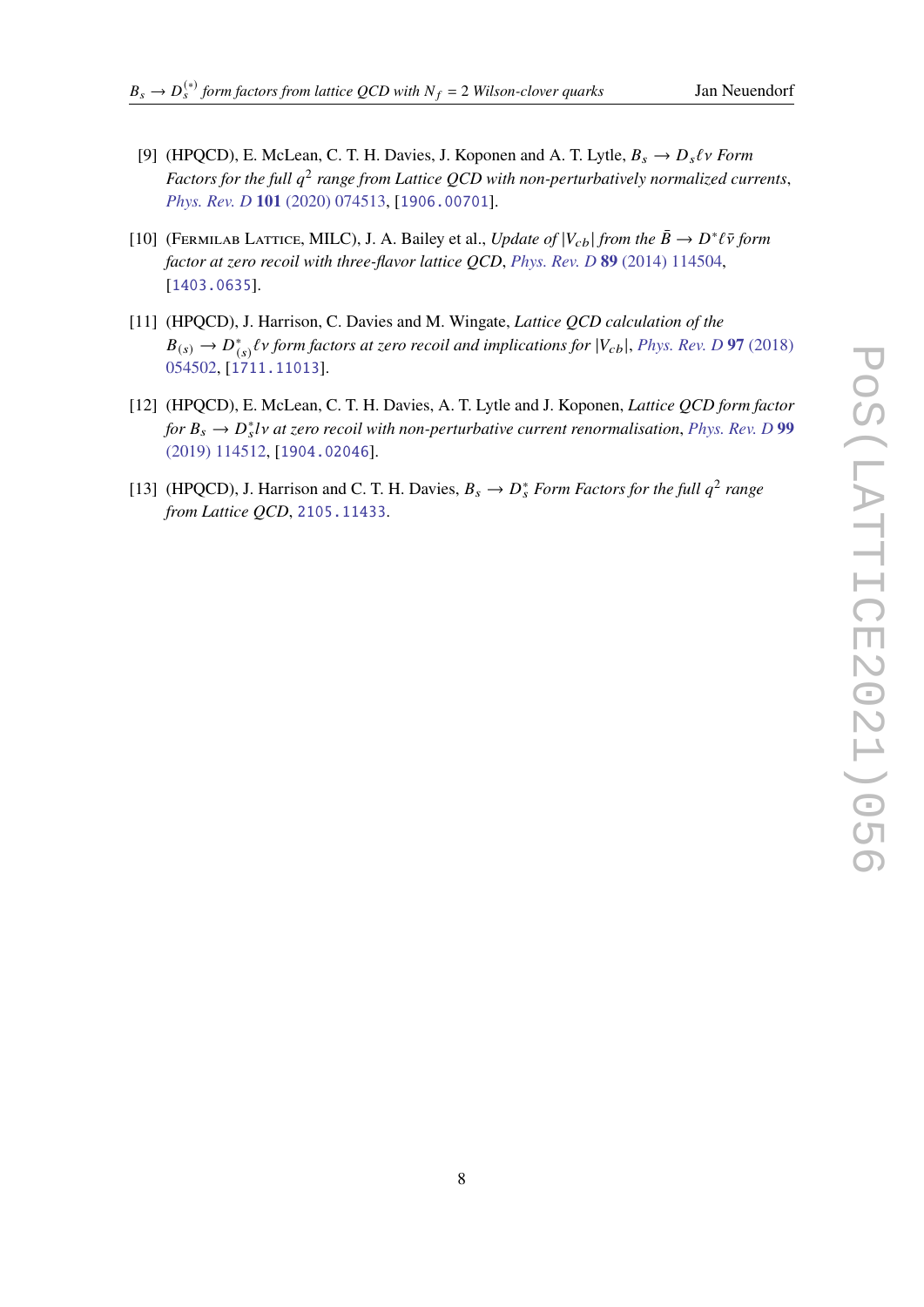[9] (HPQCD), E. McLean, C. T. H. Davies, J. Koponen and A. T. Lytle, *$B_s \to D_s \ell \nu$ Form Factors for the full $q^2$ range from Lattice QCD with non-perturbatively normalized currents*, *Phys. Rev. D* **101** (2020) 074513, [1906.00701].

[10] (Fermilab Lattice, MILC), J. A. Bailey et al., *Update of $|V_{cb}|$ from the $\bar{B} \to D^* \ell \bar{\nu}$ form factor at zero recoil with three-flavor lattice QCD*, *Phys. Rev. D* **89** (2014) 114504, [1403.0635].

[11] (HPQCD), J. Harrison, C. Davies and M. Wingate, *Lattice QCD calculation of the $B_{(s)} \to D^*_{(s)} \ell \nu$ form factors at zero recoil and implications for $|V_{cb}|$*, *Phys. Rev. D* **97** (2018) 054502, [1711.11013].

[12] (HPQCD), E. McLean, C. T. H. Davies, A. T. Lytle and J. Koponen, *Lattice QCD form factor for $B_s \to D^*_s l \nu$ at zero recoil with non-perturbative current renormalisation*, *Phys. Rev. D* **99** (2019) 114512, [1904.02046].

[13] (HPQCD), J. Harrison and C. T. H. Davies, *$B_s \to D^*_s$ Form Factors for the full $q^2$ range from Lattice QCD*, 2105.11433.